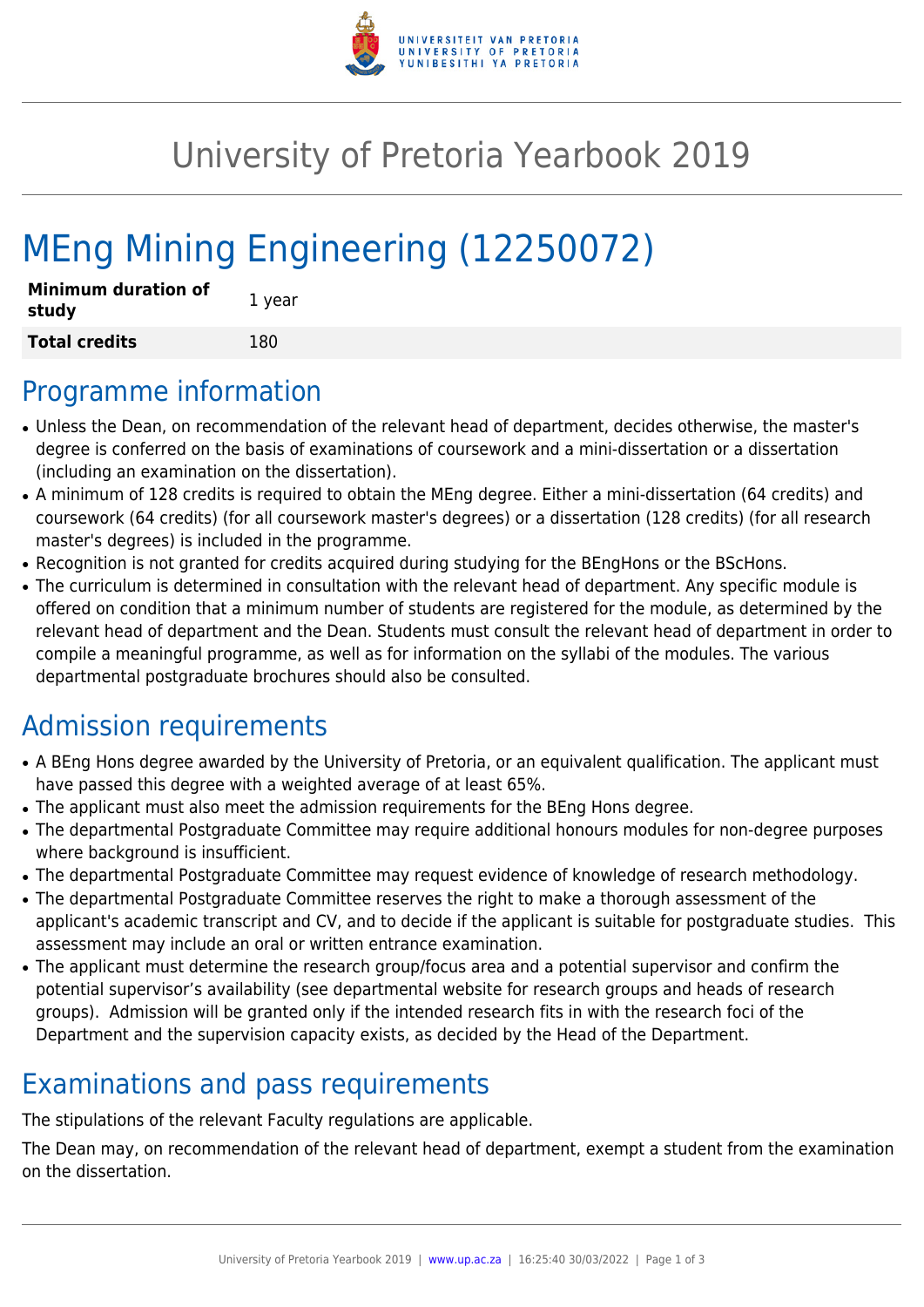# University of Pretoria Yearbook 2019

# MEng Mining Engineering (12250072)

| **Minimum duration of study** | 1 year |
| --- | --- |
| **Total credits** | 180 |

## Programme information

- Unless the Dean, on recommendation of the relevant head of department, decides otherwise, the master's degree is conferred on the basis of examinations of coursework and a mini-dissertation or a dissertation (including an examination on the dissertation).
- A minimum of 128 credits is required to obtain the MEng degree. Either a mini-dissertation (64 credits) and coursework (64 credits) (for all coursework master's degrees) or a dissertation (128 credits) (for all research master's degrees) is included in the programme.
- Recognition is not granted for credits acquired during studying for the BEngHons or the BScHons.
- The curriculum is determined in consultation with the relevant head of department. Any specific module is offered on condition that a minimum number of students are registered for the module, as determined by the relevant head of department and the Dean. Students must consult the relevant head of department in order to compile a meaningful programme, as well as for information on the syllabi of the modules. The various departmental postgraduate brochures should also be consulted.

## Admission requirements

- A BEng Hons degree awarded by the University of Pretoria, or an equivalent qualification. The applicant must have passed this degree with a weighted average of at least 65%.
- The applicant must also meet the admission requirements for the BEng Hons degree.
- The departmental Postgraduate Committee may require additional honours modules for non-degree purposes where background is insufficient.
- The departmental Postgraduate Committee may request evidence of knowledge of research methodology.
- The departmental Postgraduate Committee reserves the right to make a thorough assessment of the applicant's academic transcript and CV, and to decide if the applicant is suitable for postgraduate studies. This assessment may include an oral or written entrance examination.
- The applicant must determine the research group/focus area and a potential supervisor and confirm the potential supervisor's availability (see departmental website for research groups and heads of research groups). Admission will be granted only if the intended research fits in with the research foci of the Department and the supervision capacity exists, as decided by the Head of the Department.

## Examinations and pass requirements

The stipulations of the relevant Faculty regulations are applicable.

The Dean may, on recommendation of the relevant head of department, exempt a student from the examination on the dissertation.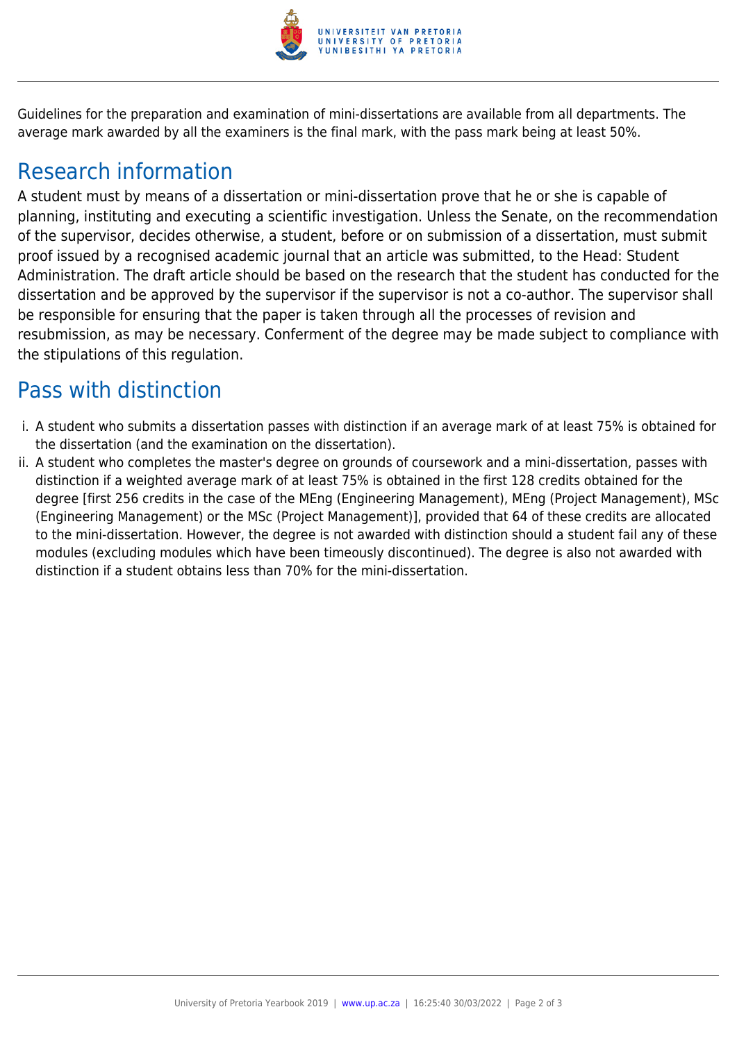Guidelines for the preparation and examination of mini-dissertations are available from all departments. The average mark awarded by all the examiners is the final mark, with the pass mark being at least 50%.

## Research information

A student must by means of a dissertation or mini-dissertation prove that he or she is capable of planning, instituting and executing a scientific investigation. Unless the Senate, on the recommendation of the supervisor, decides otherwise, a student, before or on submission of a dissertation, must submit proof issued by a recognised academic journal that an article was submitted, to the Head: Student Administration. The draft article should be based on the research that the student has conducted for the dissertation and be approved by the supervisor if the supervisor is not a co-author. The supervisor shall be responsible for ensuring that the paper is taken through all the processes of revision and resubmission, as may be necessary. Conferment of the degree may be made subject to compliance with the stipulations of this regulation.

## Pass with distinction

i. A student who submits a dissertation passes with distinction if an average mark of at least 75% is obtained for the dissertation (and the examination on the dissertation).
ii. A student who completes the master's degree on grounds of coursework and a mini-dissertation, passes with distinction if a weighted average mark of at least 75% is obtained in the first 128 credits obtained for the degree [first 256 credits in the case of the MEng (Engineering Management), MEng (Project Management), MSc (Engineering Management) or the MSc (Project Management)], provided that 64 of these credits are allocated to the mini-dissertation. However, the degree is not awarded with distinction should a student fail any of these modules (excluding modules which have been timeously discontinued). The degree is also not awarded with distinction if a student obtains less than 70% for the mini-dissertation.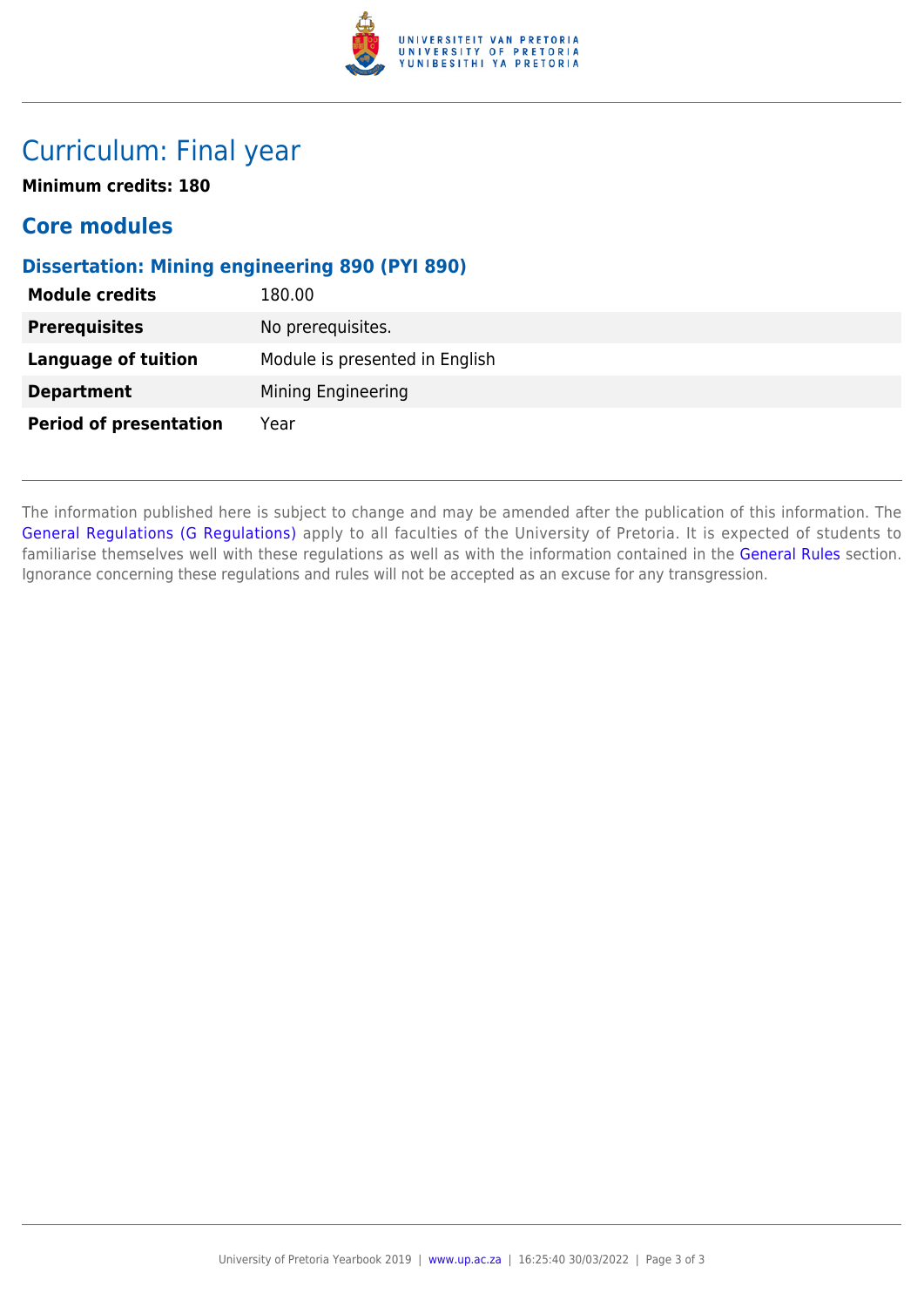# Curriculum: Final year

**Minimum credits: 180**

## Core modules

### Dissertation: Mining engineering 890 (PYI 890)

| | |
|---|---|
| **Module credits** | 180.00 |
| **Prerequisites** | No prerequisites. |
| **Language of tuition** | Module is presented in English |
| **Department** | Mining Engineering |
| **Period of presentation** | Year |

The information published here is subject to change and may be amended after the publication of this information. The General Regulations (G Regulations) apply to all faculties of the University of Pretoria. It is expected of students to familiarise themselves well with these regulations as well as with the information contained in the General Rules section. Ignorance concerning these regulations and rules will not be accepted as an excuse for any transgression.